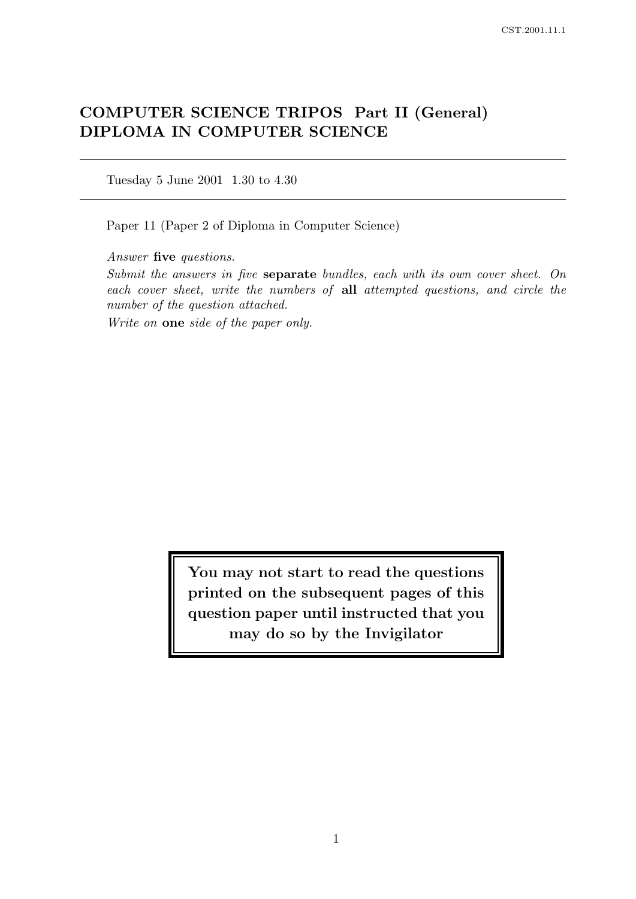# COMPUTER SCIENCE TRIPOS Part II (General)
# DIPLOMA IN COMPUTER SCIENCE

---

Tuesday 5 June 2001 1.30 to 4.30

---

Paper 11 (Paper 2 of Diploma in Computer Science)

*Answer* **five** *questions.*

*Submit the answers in five* **separate** *bundles, each with its own cover sheet. On each cover sheet, write the numbers of* **all** *attempted questions, and circle the number of the question attached.*

*Write on* **one** *side of the paper only.*

**You may not start to read the questions printed on the subsequent pages of this question paper until instructed that you may do so by the Invigilator**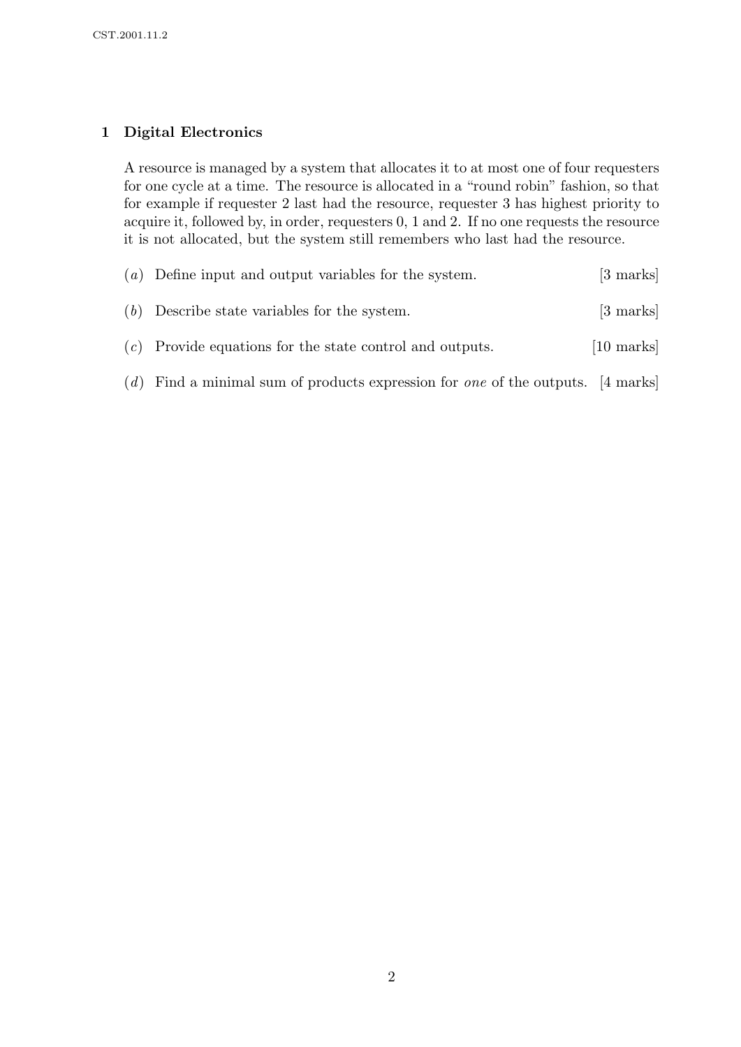## 1 Digital Electronics

A resource is managed by a system that allocates it to at most one of four requesters for one cycle at a time. The resource is allocated in a "round robin" fashion, so that for example if requester 2 last had the resource, requester 3 has highest priority to acquire it, followed by, in order, requesters 0, 1 and 2. If no one requests the resource it is not allocated, but the system still remembers who last had the resource.

(*a*) Define input and output variables for the system. [3 marks]

(*b*) Describe state variables for the system. [3 marks]

(*c*) Provide equations for the state control and outputs. [10 marks]

(*d*) Find a minimal sum of products expression for *one* of the outputs. [4 marks]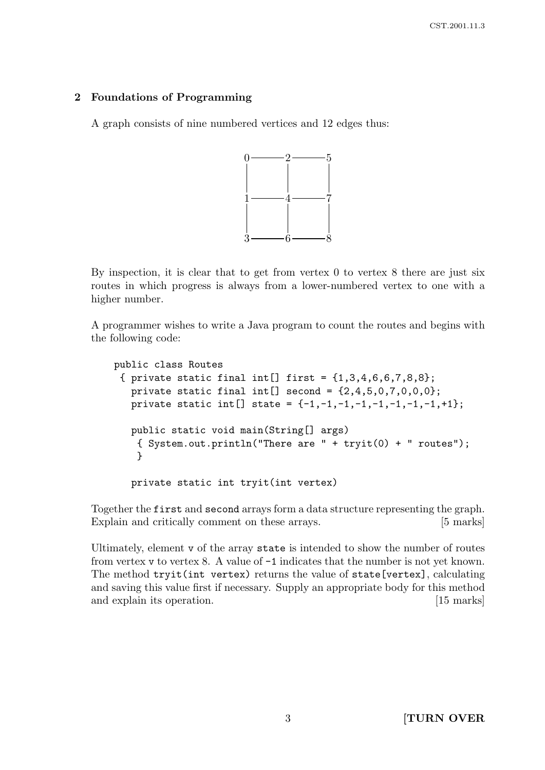## 2 Foundations of Programming

A graph consists of nine numbered vertices and 12 edges thus:

```
0 ------- 2 ------- 5
|         |         |
|         |         |
1 ------- 4 ------- 7
|         |         |
|         |         |
3 ------- 6 ------- 8
```

By inspection, it is clear that to get from vertex 0 to vertex 8 there are just six routes in which progress is always from a lower-numbered vertex to one with a higher number.

A programmer wishes to write a Java program to count the routes and begins with the following code:

```
public class Routes
 { private static final int[] first = {1,3,4,6,6,7,8,8};
   private static final int[] second = {2,4,5,0,7,0,0,0};
   private static int[] state = {-1,-1,-1,-1,-1,-1,-1,-1,+1};

   public static void main(String[] args)
    { System.out.println("There are " + tryit(0) + " routes");
    }

   private static int tryit(int vertex)
```

Together the `first` and `second` arrays form a data structure representing the graph. Explain and critically comment on these arrays. [5 marks]

Ultimately, element `v` of the array `state` is intended to show the number of routes from vertex `v` to vertex 8. A value of `-1` indicates that the number is not yet known. The method `tryit(int vertex)` returns the value of `state[vertex]`, calculating and saving this value first if necessary. Supply an appropriate body for this method and explain its operation. [15 marks]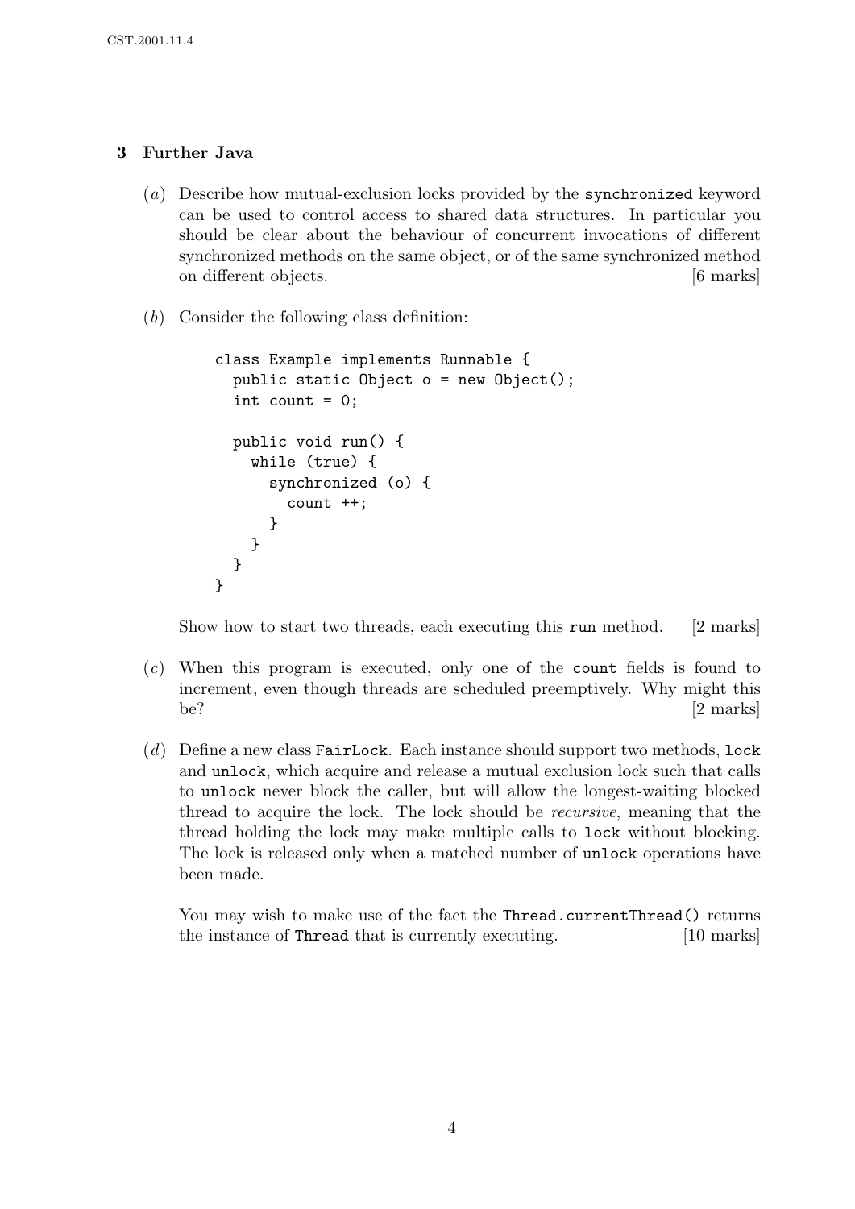## 3 Further Java

(*a*) Describe how mutual-exclusion locks provided by the `synchronized` keyword can be used to control access to shared data structures. In particular you should be clear about the behaviour of concurrent invocations of different synchronized methods on the same object, or of the same synchronized method on different objects. [6 marks]

(*b*) Consider the following class definition:

```
class Example implements Runnable {
  public static Object o = new Object();
  int count = 0;

  public void run() {
    while (true) {
      synchronized (o) {
        count ++;
      }
    }
  }
}
```

Show how to start two threads, each executing this `run` method. [2 marks]

(*c*) When this program is executed, only one of the `count` fields is found to increment, even though threads are scheduled preemptively. Why might this be? [2 marks]

(*d*) Define a new class `FairLock`. Each instance should support two methods, `lock` and `unlock`, which acquire and release a mutual exclusion lock such that calls to `unlock` never block the caller, but will allow the longest-waiting blocked thread to acquire the lock. The lock should be *recursive*, meaning that the thread holding the lock may make multiple calls to `lock` without blocking. The lock is released only when a matched number of `unlock` operations have been made.

You may wish to make use of the fact the `Thread.currentThread()` returns the instance of `Thread` that is currently executing. [10 marks]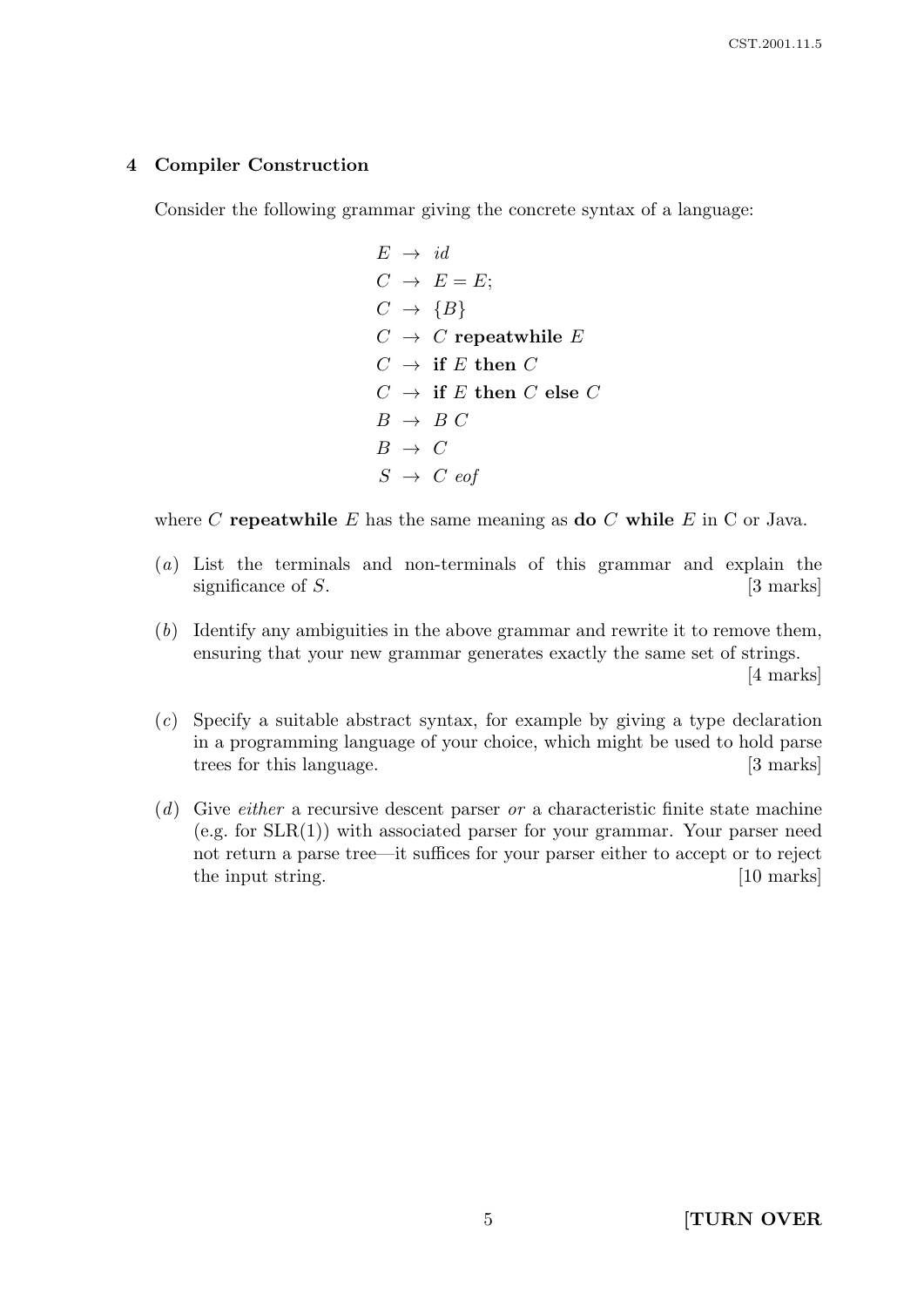## 4 Compiler Construction

Consider the following grammar giving the concrete syntax of a language:

$$
\begin{aligned}
E &\rightarrow id \\
C &\rightarrow E = E; \\
C &\rightarrow \{B\} \\
C &\rightarrow C \ \textbf{repeatwhile} \ E \\
C &\rightarrow \textbf{if} \ E \ \textbf{then} \ C \\
C &\rightarrow \textbf{if} \ E \ \textbf{then} \ C \ \textbf{else} \ C \\
B &\rightarrow B \ C \\
B &\rightarrow C \\
S &\rightarrow C \ eof
\end{aligned}
$$

where $C$ **repeatwhile** $E$ has the same meaning as **do** $C$ **while** $E$ in C or Java.

(*a*) List the terminals and non-terminals of this grammar and explain the significance of $S$. [3 marks]

(*b*) Identify any ambiguities in the above grammar and rewrite it to remove them, ensuring that your new grammar generates exactly the same set of strings. [4 marks]

(*c*) Specify a suitable abstract syntax, for example by giving a type declaration in a programming language of your choice, which might be used to hold parse trees for this language. [3 marks]

(*d*) Give *either* a recursive descent parser *or* a characteristic finite state machine (e.g. for SLR(1)) with associated parser for your grammar. Your parser need not return a parse tree—it suffices for your parser either to accept or to reject the input string. [10 marks]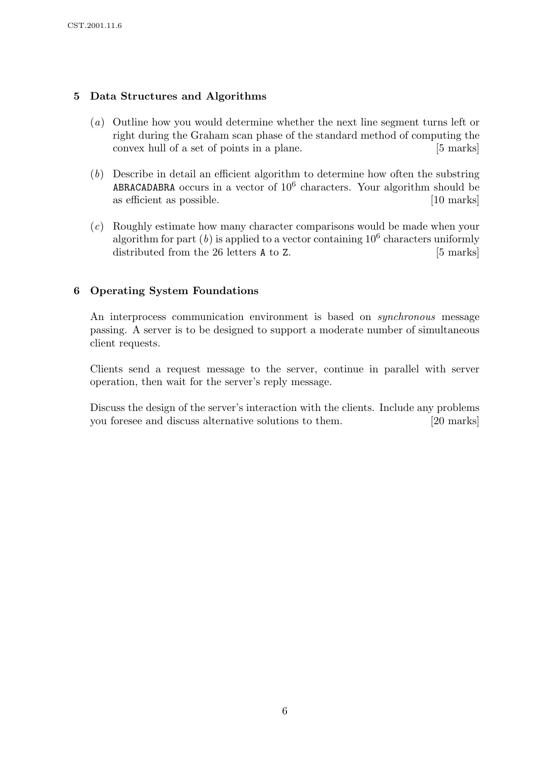## 5 Data Structures and Algorithms

(*a*) Outline how you would determine whether the next line segment turns left or right during the Graham scan phase of the standard method of computing the convex hull of a set of points in a plane. [5 marks]

(*b*) Describe in detail an efficient algorithm to determine how often the substring `ABRACADABRA` occurs in a vector of $10^6$ characters. Your algorithm should be as efficient as possible. [10 marks]

(*c*) Roughly estimate how many character comparisons would be made when your algorithm for part (*b*) is applied to a vector containing $10^6$ characters uniformly distributed from the 26 letters `A` to `Z`. [5 marks]

## 6 Operating System Foundations

An interprocess communication environment is based on *synchronous* message passing. A server is to be designed to support a moderate number of simultaneous client requests.

Clients send a request message to the server, continue in parallel with server operation, then wait for the server's reply message.

Discuss the design of the server's interaction with the clients. Include any problems you foresee and discuss alternative solutions to them. [20 marks]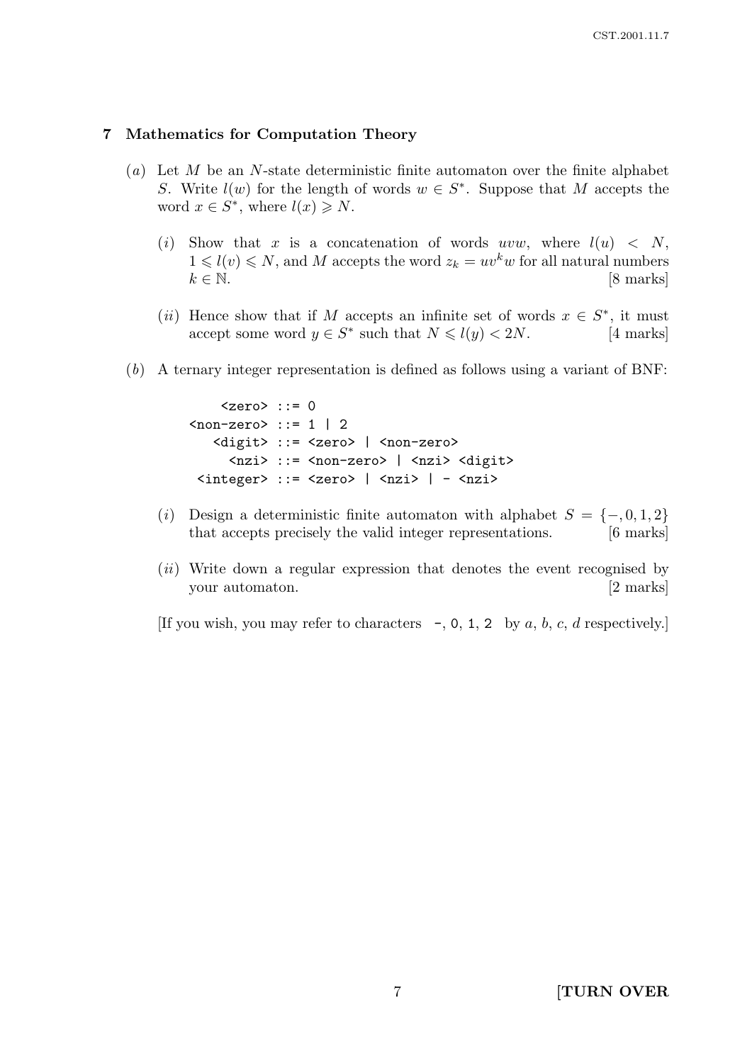## 7 Mathematics for Computation Theory

(*a*) Let $M$ be an $N$-state deterministic finite automaton over the finite alphabet $S$. Write $l(w)$ for the length of words $w \in S^*$. Suppose that $M$ accepts the word $x \in S^*$, where $l(x) \geqslant N$.

(*i*) Show that $x$ is a concatenation of words $uvw$, where $l(u) < N$, $1 \leqslant l(v) \leqslant N$, and $M$ accepts the word $z_k = uv^k w$ for all natural numbers $k \in \mathbb{N}$. [8 marks]

(*ii*) Hence show that if $M$ accepts an infinite set of words $x \in S^*$, it must accept some word $y \in S^*$ such that $N \leqslant l(y) < 2N$. [4 marks]

(*b*) A ternary integer representation is defined as follows using a variant of BNF:

```
    <zero> ::= 0
<non-zero> ::= 1 | 2
   <digit> ::= <zero> | <non-zero>
     <nzi> ::= <non-zero> | <nzi> <digit>
 <integer> ::= <zero> | <nzi> | - <nzi>
```

(*i*) Design a deterministic finite automaton with alphabet $S = \{-, 0, 1, 2\}$ that accepts precisely the valid integer representations. [6 marks]

(*ii*) Write down a regular expression that denotes the event recognised by your automaton. [2 marks]

[If you wish, you may refer to characters `-`, `0`, `1`, `2` by $a$, $b$, $c$, $d$ respectively.]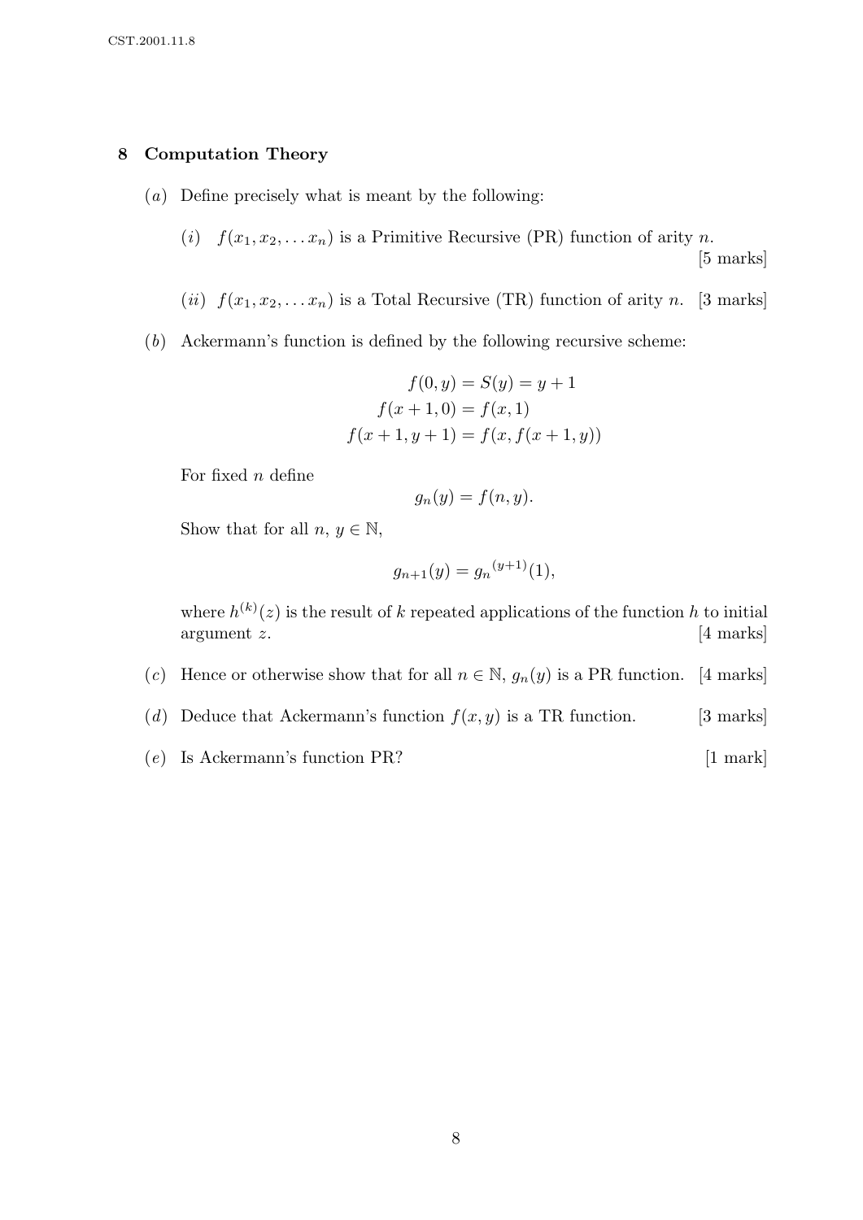## 8 Computation Theory

(*a*) Define precisely what is meant by the following:

(*i*) $f(x_1, x_2, \ldots x_n)$ is a Primitive Recursive (PR) function of arity $n$. [5 marks]

(*ii*) $f(x_1, x_2, \ldots x_n)$ is a Total Recursive (TR) function of arity $n$. [3 marks]

(*b*) Ackermann's function is defined by the following recursive scheme:

$$
\begin{aligned}
f(0, y) &= S(y) = y + 1 \\
f(x + 1, 0) &= f(x, 1) \\
f(x + 1, y + 1) &= f(x, f(x + 1, y))
\end{aligned}
$$

For fixed $n$ define

$$g_n(y) = f(n, y).$$

Show that for all $n$, $y \in \mathbb{N}$,

$$g_{n+1}(y) = {g_n}^{(y+1)}(1),$$

where $h^{(k)}(z)$ is the result of $k$ repeated applications of the function $h$ to initial argument $z$. [4 marks]

(*c*) Hence or otherwise show that for all $n \in \mathbb{N}$, $g_n(y)$ is a PR function. [4 marks]

(*d*) Deduce that Ackermann's function $f(x, y)$ is a TR function. [3 marks]

(*e*) Is Ackermann's function PR? [1 mark]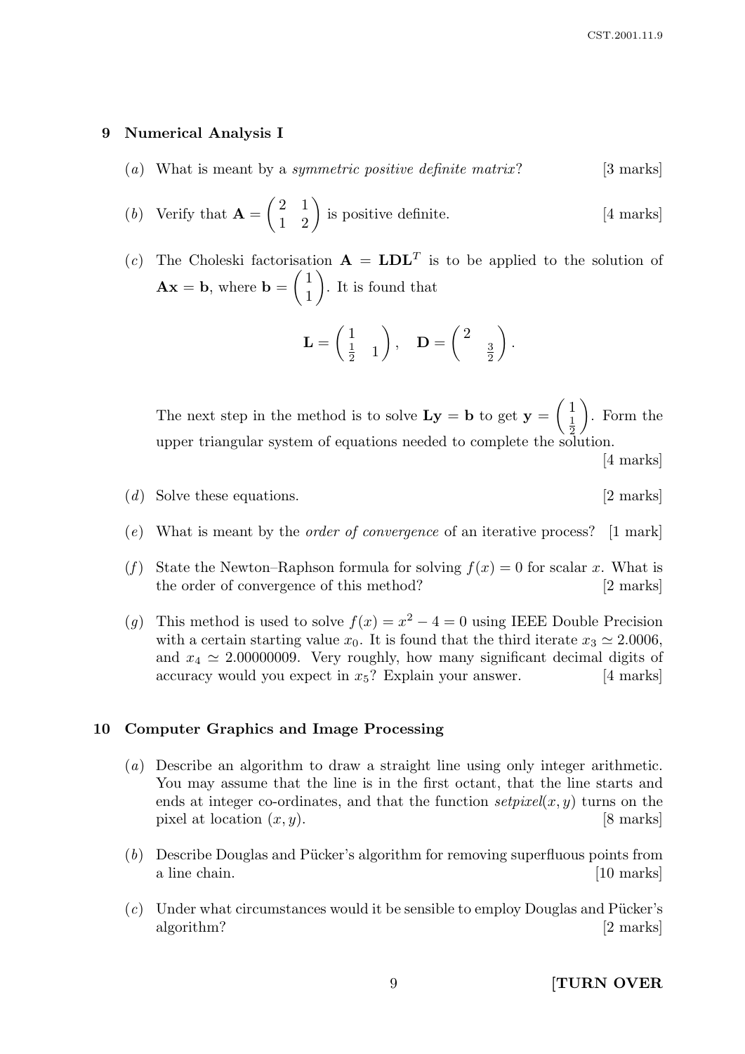## 9 Numerical Analysis I

(*a*) What is meant by a *symmetric positive definite matrix*? [3 marks]

(*b*) Verify that $\mathbf{A} = \begin{pmatrix} 2 & 1 \\ 1 & 2 \end{pmatrix}$ is positive definite. [4 marks]

(*c*) The Choleski factorisation $\mathbf{A} = \mathbf{LDL}^T$ is to be applied to the solution of $\mathbf{Ax} = \mathbf{b}$, where $\mathbf{b} = \begin{pmatrix} 1 \\ 1 \end{pmatrix}$. It is found that

$$\mathbf{L} = \begin{pmatrix} 1 & \\ \frac{1}{2} & 1 \end{pmatrix}, \quad \mathbf{D} = \begin{pmatrix} 2 & \\ & \frac{3}{2} \end{pmatrix}.$$

The next step in the method is to solve $\mathbf{Ly} = \mathbf{b}$ to get $\mathbf{y} = \begin{pmatrix} 1 \\ \frac{1}{2} \end{pmatrix}$. Form the upper triangular system of equations needed to complete the solution. [4 marks]

(*d*) Solve these equations. [2 marks]

(*e*) What is meant by the *order of convergence* of an iterative process? [1 mark]

(*f*) State the Newton–Raphson formula for solving $f(x) = 0$ for scalar $x$. What is the order of convergence of this method? [2 marks]

(*g*) This method is used to solve $f(x) = x^2 - 4 = 0$ using IEEE Double Precision with a certain starting value $x_0$. It is found that the third iterate $x_3 \simeq 2.0006$, and $x_4 \simeq 2.00000009$. Very roughly, how many significant decimal digits of accuracy would you expect in $x_5$? Explain your answer. [4 marks]

## 10 Computer Graphics and Image Processing

(*a*) Describe an algorithm to draw a straight line using only integer arithmetic. You may assume that the line is in the first octant, that the line starts and ends at integer co-ordinates, and that the function *setpixel*$(x, y)$ turns on the pixel at location $(x, y)$. [8 marks]

(*b*) Describe Douglas and Pücker's algorithm for removing superfluous points from a line chain. [10 marks]

(*c*) Under what circumstances would it be sensible to employ Douglas and Pücker's algorithm? [2 marks]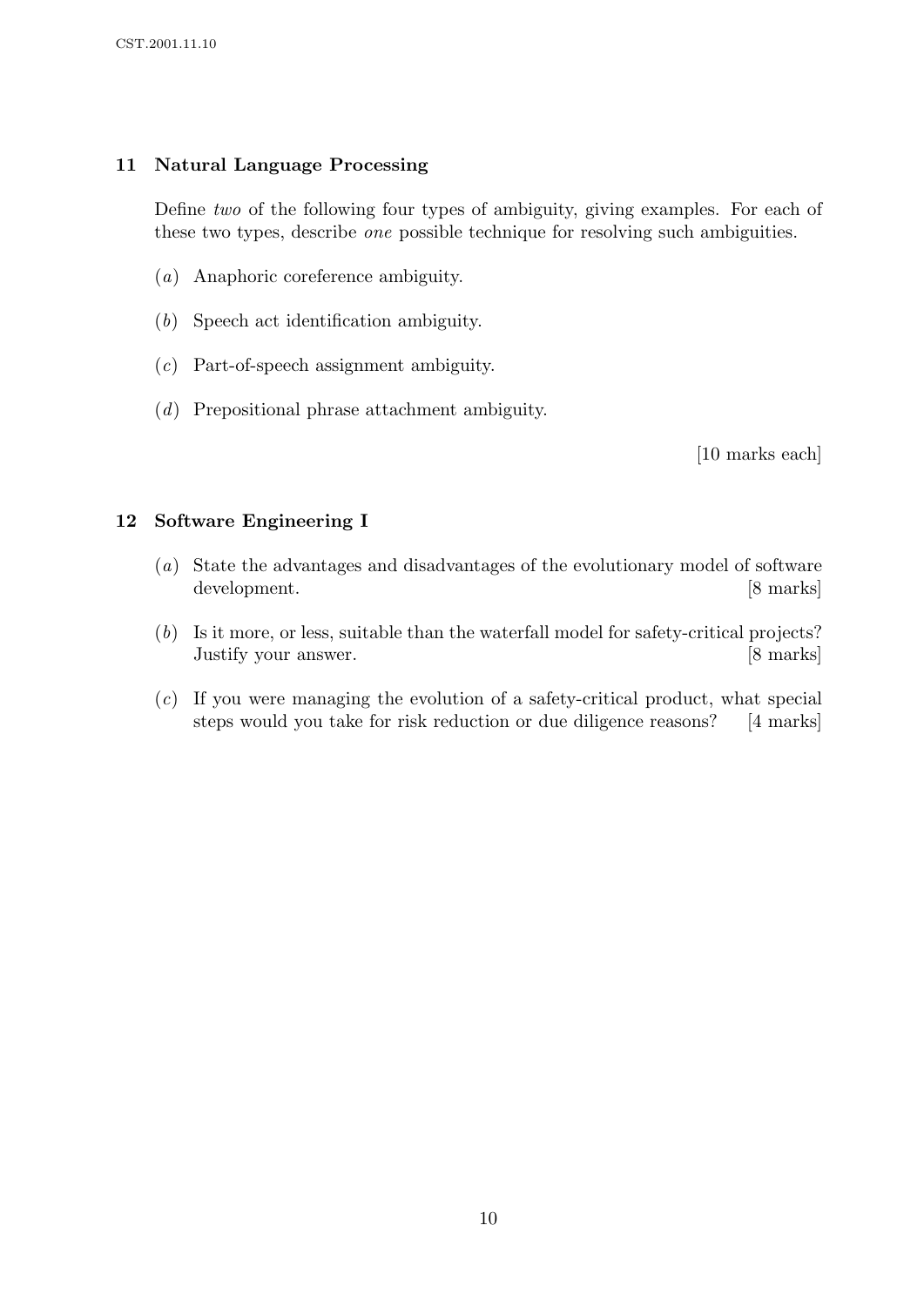## 11 Natural Language Processing

Define *two* of the following four types of ambiguity, giving examples. For each of these two types, describe *one* possible technique for resolving such ambiguities.

(*a*) Anaphoric coreference ambiguity.

(*b*) Speech act identification ambiguity.

(*c*) Part-of-speech assignment ambiguity.

(*d*) Prepositional phrase attachment ambiguity.

[10 marks each]

## 12 Software Engineering I

(*a*) State the advantages and disadvantages of the evolutionary model of software development. [8 marks]

(*b*) Is it more, or less, suitable than the waterfall model for safety-critical projects? Justify your answer. [8 marks]

(*c*) If you were managing the evolution of a safety-critical product, what special steps would you take for risk reduction or due diligence reasons? [4 marks]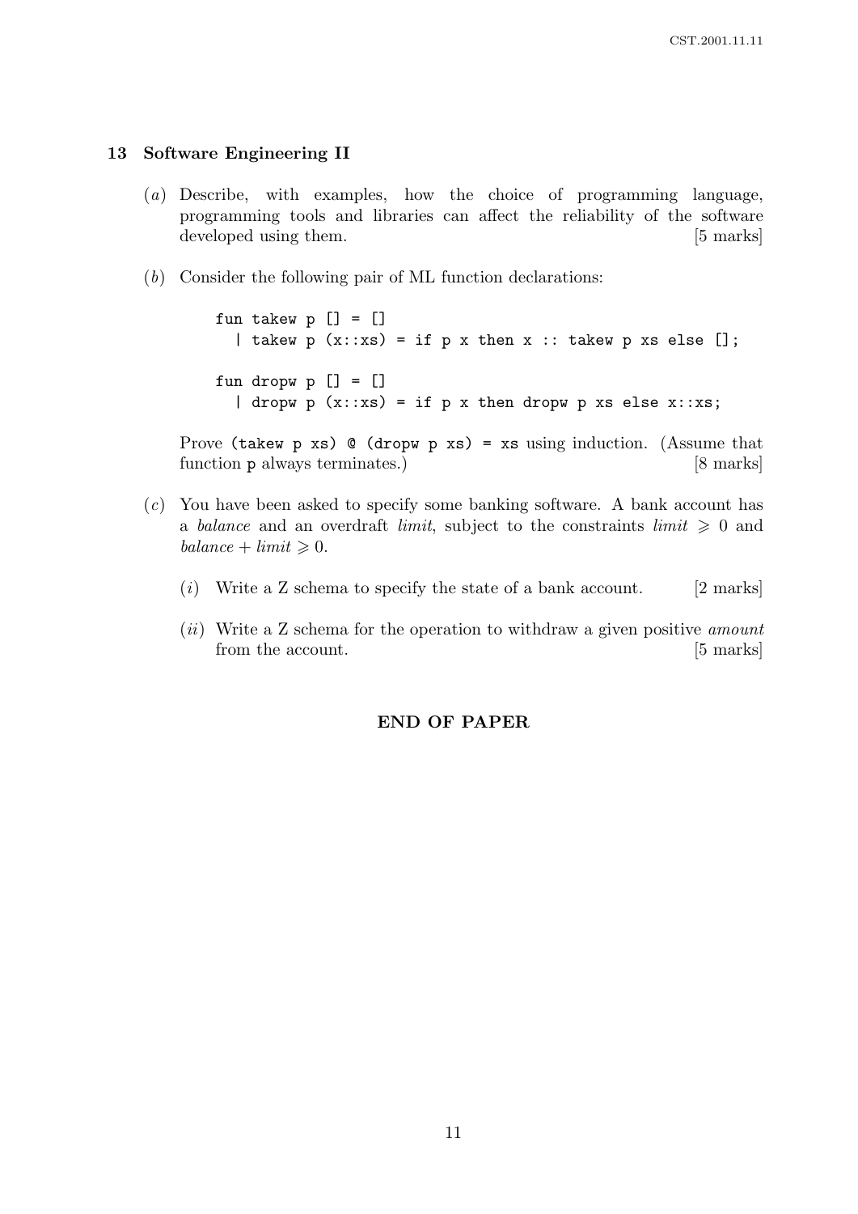## 13 Software Engineering II

(*a*) Describe, with examples, how the choice of programming language, programming tools and libraries can affect the reliability of the software developed using them. [5 marks]

(*b*) Consider the following pair of ML function declarations:

```
fun takew p [] = []
  | takew p (x::xs) = if p x then x :: takew p xs else [];

fun dropw p [] = []
  | dropw p (x::xs) = if p x then dropw p xs else x::xs;
```

Prove `(takew p xs) @ (dropw p xs) = xs` using induction. (Assume that function `p` always terminates.) [8 marks]

(*c*) You have been asked to specify some banking software. A bank account has a *balance* and an overdraft *limit*, subject to the constraints $limit \geqslant 0$ and $balance + limit \geqslant 0$.

(*i*) Write a Z schema to specify the state of a bank account. [2 marks]

(*ii*) Write a Z schema for the operation to withdraw a given positive *amount* from the account. [5 marks]

**END OF PAPER**